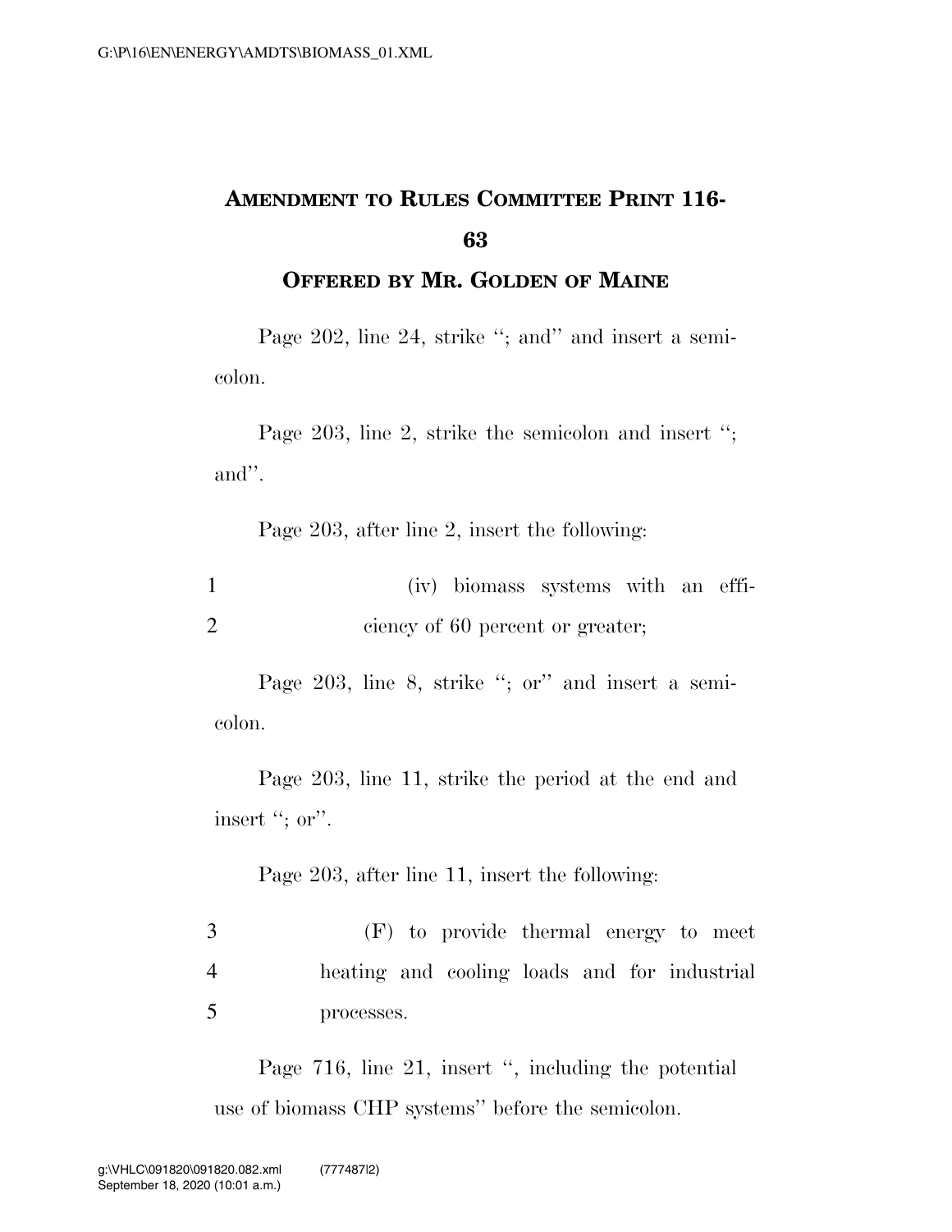# AMENDMENT TO RULES COMMITTEE PRINT 116-63

## OFFERED BY MR. GOLDEN OF MAINE

Page 202, line 24, strike ''; and'' and insert a semicolon.

Page 203, line 2, strike the semicolon and insert ''; and''.

Page 203, after line 2, insert the following:

1 (iv) biomass systems with an effi-
2 ciency of 60 percent or greater;

Page 203, line 8, strike ''; or'' and insert a semicolon.

Page 203, line 11, strike the period at the end and insert ''; or''.

Page 203, after line 11, insert the following:

3 (F) to provide thermal energy to meet
4 heating and cooling loads and for industrial
5 processes.

Page 716, line 21, insert '', including the potential use of biomass CHP systems'' before the semicolon.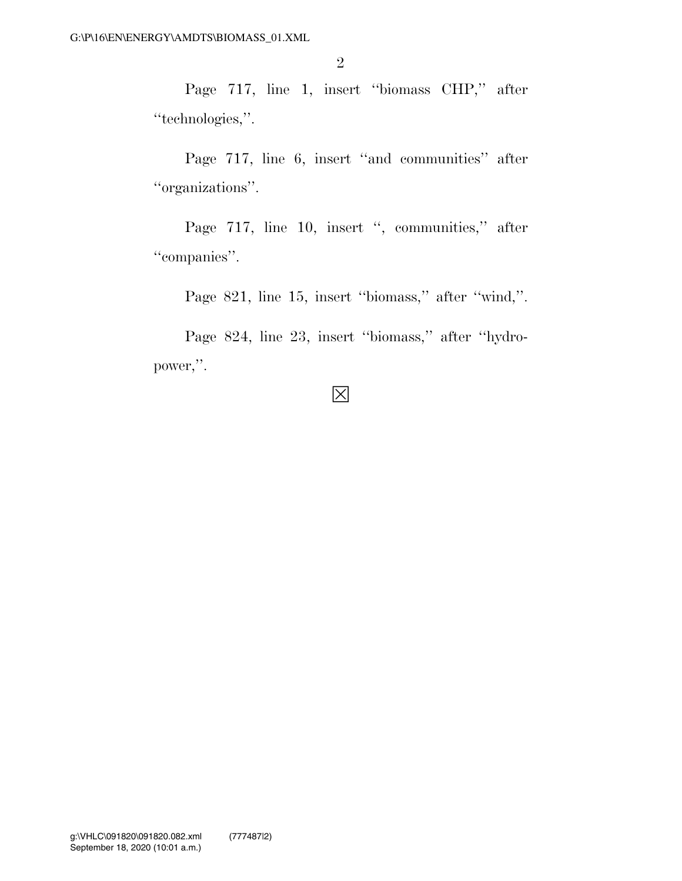Page 717, line 1, insert "biomass CHP," after "technologies,".

Page 717, line 6, insert "and communities" after "organizations".

Page 717, line 10, insert ", communities," after "companies".

Page 821, line 15, insert "biomass," after "wind,".

Page 824, line 23, insert "biomass," after "hydropower,".

☒